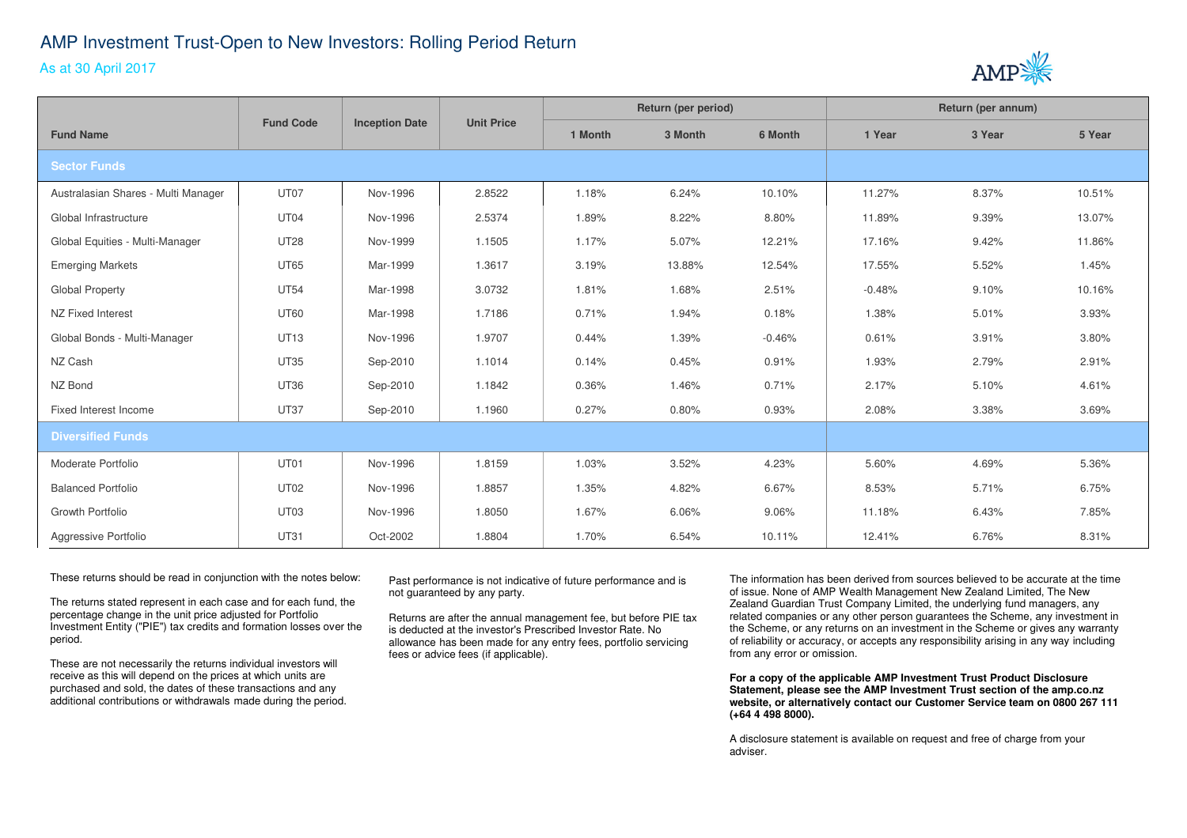# AMP Investment Trust-Open to New Investors: Rolling Period Return

As at 30 April 2017

| Fund Name | Fund Code | Inception Date | Unit Price | Return (per period) | | | Return (per annum) | | |
|---|---|---|---|---|---|---|---|---|---|
| | | | | 1 Month | 3 Month | 6 Month | 1 Year | 3 Year | 5 Year |
| **Sector Funds** | | | | | | | | | |
| Australasian Shares - Multi Manager | UT07 | Nov-1996 | 2.8522 | 1.18% | 6.24% | 10.10% | 11.27% | 8.37% | 10.51% |
| Global Infrastructure | UT04 | Nov-1996 | 2.5374 | 1.89% | 8.22% | 8.80% | 11.89% | 9.39% | 13.07% |
| Global Equities - Multi-Manager | UT28 | Nov-1999 | 1.1505 | 1.17% | 5.07% | 12.21% | 17.16% | 9.42% | 11.86% |
| Emerging Markets | UT65 | Mar-1999 | 1.3617 | 3.19% | 13.88% | 12.54% | 17.55% | 5.52% | 1.45% |
| Global Property | UT54 | Mar-1998 | 3.0732 | 1.81% | 1.68% | 2.51% | -0.48% | 9.10% | 10.16% |
| NZ Fixed Interest | UT60 | Mar-1998 | 1.7186 | 0.71% | 1.94% | 0.18% | 1.38% | 5.01% | 3.93% |
| Global Bonds - Multi-Manager | UT13 | Nov-1996 | 1.9707 | 0.44% | 1.39% | -0.46% | 0.61% | 3.91% | 3.80% |
| NZ Cash | UT35 | Sep-2010 | 1.1014 | 0.14% | 0.45% | 0.91% | 1.93% | 2.79% | 2.91% |
| NZ Bond | UT36 | Sep-2010 | 1.1842 | 0.36% | 1.46% | 0.71% | 2.17% | 5.10% | 4.61% |
| Fixed Interest Income | UT37 | Sep-2010 | 1.1960 | 0.27% | 0.80% | 0.93% | 2.08% | 3.38% | 3.69% |
| **Diversified Funds** | | | | | | | | | |
| Moderate Portfolio | UT01 | Nov-1996 | 1.8159 | 1.03% | 3.52% | 4.23% | 5.60% | 4.69% | 5.36% |
| Balanced Portfolio | UT02 | Nov-1996 | 1.8857 | 1.35% | 4.82% | 6.67% | 8.53% | 5.71% | 6.75% |
| Growth Portfolio | UT03 | Nov-1996 | 1.8050 | 1.67% | 6.06% | 9.06% | 11.18% | 6.43% | 7.85% |
| Aggressive Portfolio | UT31 | Oct-2002 | 1.8804 | 1.70% | 6.54% | 10.11% | 12.41% | 6.76% | 8.31% |

These returns should be read in conjunction with the notes below:

The returns stated represent in each case and for each fund, the percentage change in the unit price adjusted for Portfolio Investment Entity ("PIE") tax credits and formation losses over the period.

These are not necessarily the returns individual investors will receive as this will depend on the prices at which units are purchased and sold, the dates of these transactions and any additional contributions or withdrawals made during the period.

Past performance is not indicative of future performance and is not guaranteed by any party.

Returns are after the annual management fee, but before PIE tax is deducted at the investor's Prescribed Investor Rate. No allowance has been made for any entry fees, portfolio servicing fees or advice fees (if applicable).

The information has been derived from sources believed to be accurate at the time of issue. None of AMP Wealth Management New Zealand Limited, The New Zealand Guardian Trust Company Limited, the underlying fund managers, any related companies or any other person guarantees the Scheme, any investment in the Scheme, or any returns on an investment in the Scheme or gives any warranty of reliability or accuracy, or accepts any responsibility arising in any way including from any error or omission.

**For a copy of the applicable AMP Investment Trust Product Disclosure Statement, please see the AMP Investment Trust section of the amp.co.nz website, or alternatively contact our Customer Service team on 0800 267 111 (+64 4 498 8000).**

A disclosure statement is available on request and free of charge from your adviser.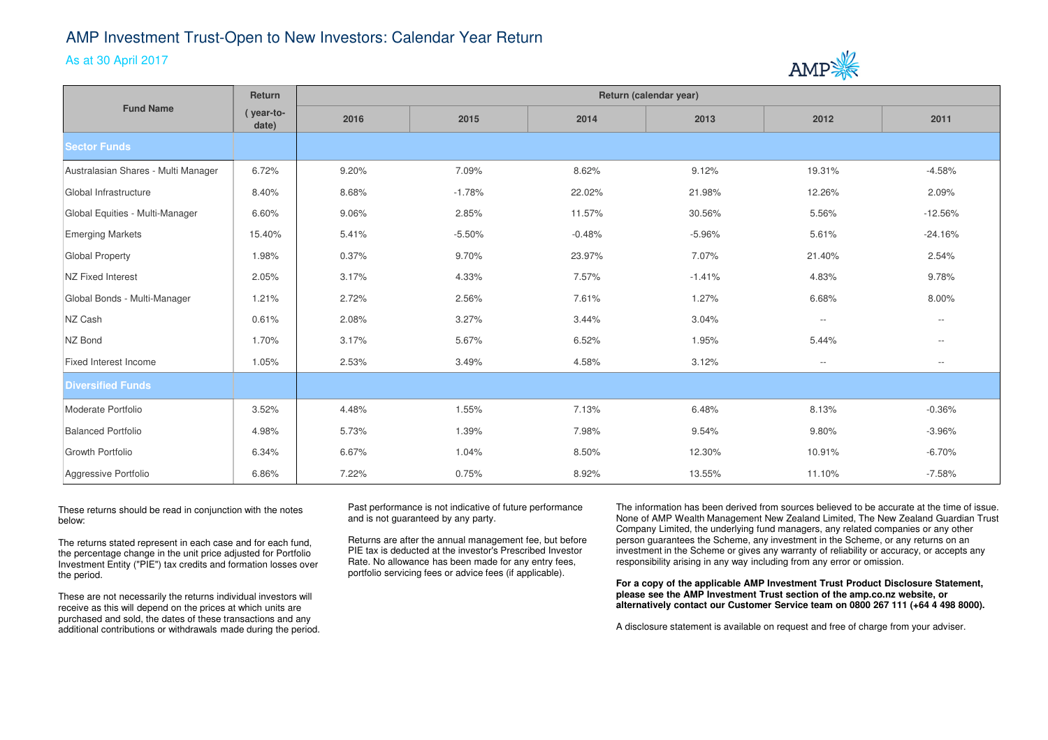# AMP Investment Trust-Open to New Investors: Calendar Year Return

As at 30 April 2017

| Fund Name | Return (year-to-date) | Return (calendar year) | | | | | |
|---|---|---|---|---|---|---|---|
| | | 2016 | 2015 | 2014 | 2013 | 2012 | 2011 |
| **Sector Funds** | | | | | | | |
| Australasian Shares - Multi Manager | 6.72% | 9.20% | 7.09% | 8.62% | 9.12% | 19.31% | -4.58% |
| Global Infrastructure | 8.40% | 8.68% | -1.78% | 22.02% | 21.98% | 12.26% | 2.09% |
| Global Equities - Multi-Manager | 6.60% | 9.06% | 2.85% | 11.57% | 30.56% | 5.56% | -12.56% |
| Emerging Markets | 15.40% | 5.41% | -5.50% | -0.48% | -5.96% | 5.61% | -24.16% |
| Global Property | 1.98% | 0.37% | 9.70% | 23.97% | 7.07% | 21.40% | 2.54% |
| NZ Fixed Interest | 2.05% | 3.17% | 4.33% | 7.57% | -1.41% | 4.83% | 9.78% |
| Global Bonds - Multi-Manager | 1.21% | 2.72% | 2.56% | 7.61% | 1.27% | 6.68% | 8.00% |
| NZ Cash | 0.61% | 2.08% | 3.27% | 3.44% | 3.04% | -- | -- |
| NZ Bond | 1.70% | 3.17% | 5.67% | 6.52% | 1.95% | 5.44% | -- |
| Fixed Interest Income | 1.05% | 2.53% | 3.49% | 4.58% | 3.12% | -- | -- |
| **Diversified Funds** | | | | | | | |
| Moderate Portfolio | 3.52% | 4.48% | 1.55% | 7.13% | 6.48% | 8.13% | -0.36% |
| Balanced Portfolio | 4.98% | 5.73% | 1.39% | 7.98% | 9.54% | 9.80% | -3.96% |
| Growth Portfolio | 6.34% | 6.67% | 1.04% | 8.50% | 12.30% | 10.91% | -6.70% |
| Aggressive Portfolio | 6.86% | 7.22% | 0.75% | 8.92% | 13.55% | 11.10% | -7.58% |

These returns should be read in conjunction with the notes below:

The returns stated represent in each case and for each fund, the percentage change in the unit price adjusted for Portfolio Investment Entity ("PIE") tax credits and formation losses over the period.

These are not necessarily the returns individual investors will receive as this will depend on the prices at which units are purchased and sold, the dates of these transactions and any additional contributions or withdrawals made during the period.

Past performance is not indicative of future performance and is not guaranteed by any party.

Returns are after the annual management fee, but before PIE tax is deducted at the investor's Prescribed Investor Rate. No allowance has been made for any entry fees, portfolio servicing fees or advice fees (if applicable).

The information has been derived from sources believed to be accurate at the time of issue. None of AMP Wealth Management New Zealand Limited, The New Zealand Guardian Trust Company Limited, the underlying fund managers, any related companies or any other person guarantees the Scheme, any investment in the Scheme, or any returns on an investment in the Scheme or gives any warranty of reliability or accuracy, or accepts any responsibility arising in any way including from any error or omission.

**For a copy of the applicable AMP Investment Trust Product Disclosure Statement, please see the AMP Investment Trust section of the amp.co.nz website, or alternatively contact our Customer Service team on 0800 267 111 (+64 4 498 8000).**

A disclosure statement is available on request and free of charge from your adviser.